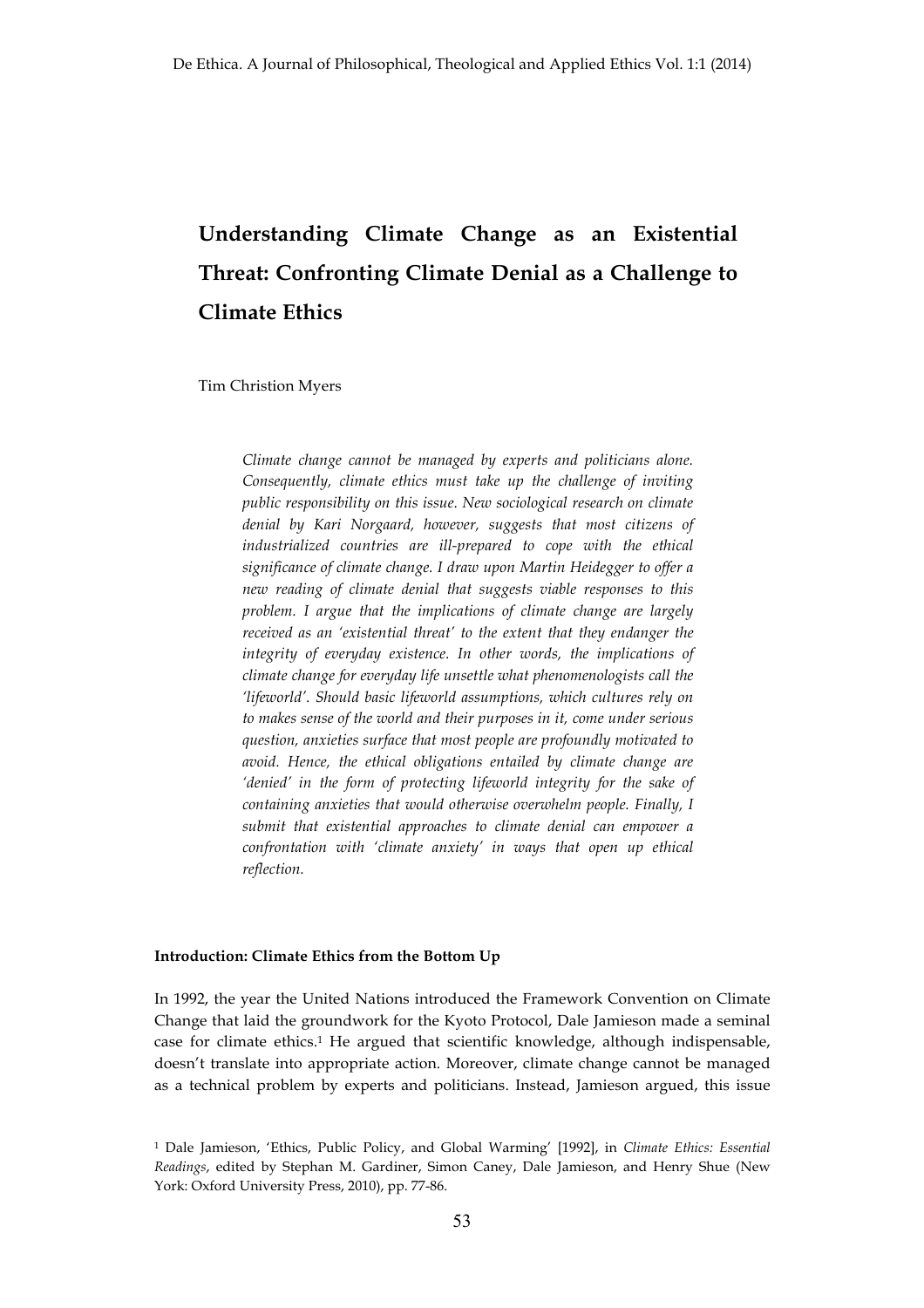# Understanding Climate Change as an Existential Threat: Confronting Climate Denial as a Challenge to Climate Ethics

Tim Christion Myers

*Climate change cannot be managed by experts and politicians alone. Consequently, climate ethics must take up the challenge of inviting public responsibility on this issue. New sociological research on climate denial by Kari Norgaard, however, suggests that most citizens of industrialized countries are ill-prepared to cope with the ethical significance of climate change. I draw upon Martin Heidegger to offer a new reading of climate denial that suggests viable responses to this problem. I argue that the implications of climate change are largely received as an 'existential threat' to the extent that they endanger the integrity of everyday existence. In other words, the implications of climate change for everyday life unsettle what phenomenologists call the 'lifeworld'. Should basic lifeworld assumptions, which cultures rely on to makes sense of the world and their purposes in it, come under serious question, anxieties surface that most people are profoundly motivated to avoid. Hence, the ethical obligations entailed by climate change are 'denied' in the form of protecting lifeworld integrity for the sake of containing anxieties that would otherwise overwhelm people. Finally, I submit that existential approaches to climate denial can empower a confrontation with 'climate anxiety' in ways that open up ethical reflection.*

## Introduction: Climate Ethics from the Bottom Up

In 1992, the year the United Nations introduced the Framework Convention on Climate Change that laid the groundwork for the Kyoto Protocol, Dale Jamieson made a seminal case for climate ethics.[1] He argued that scientific knowledge, although indispensable, doesn't translate into appropriate action. Moreover, climate change cannot be managed as a technical problem by experts and politicians. Instead, Jamieson argued, this issue

[1] Dale Jamieson, 'Ethics, Public Policy, and Global Warming' [1992], in *Climate Ethics: Essential Readings*, edited by Stephan M. Gardiner, Simon Caney, Dale Jamieson, and Henry Shue (New York: Oxford University Press, 2010), pp. 77-86.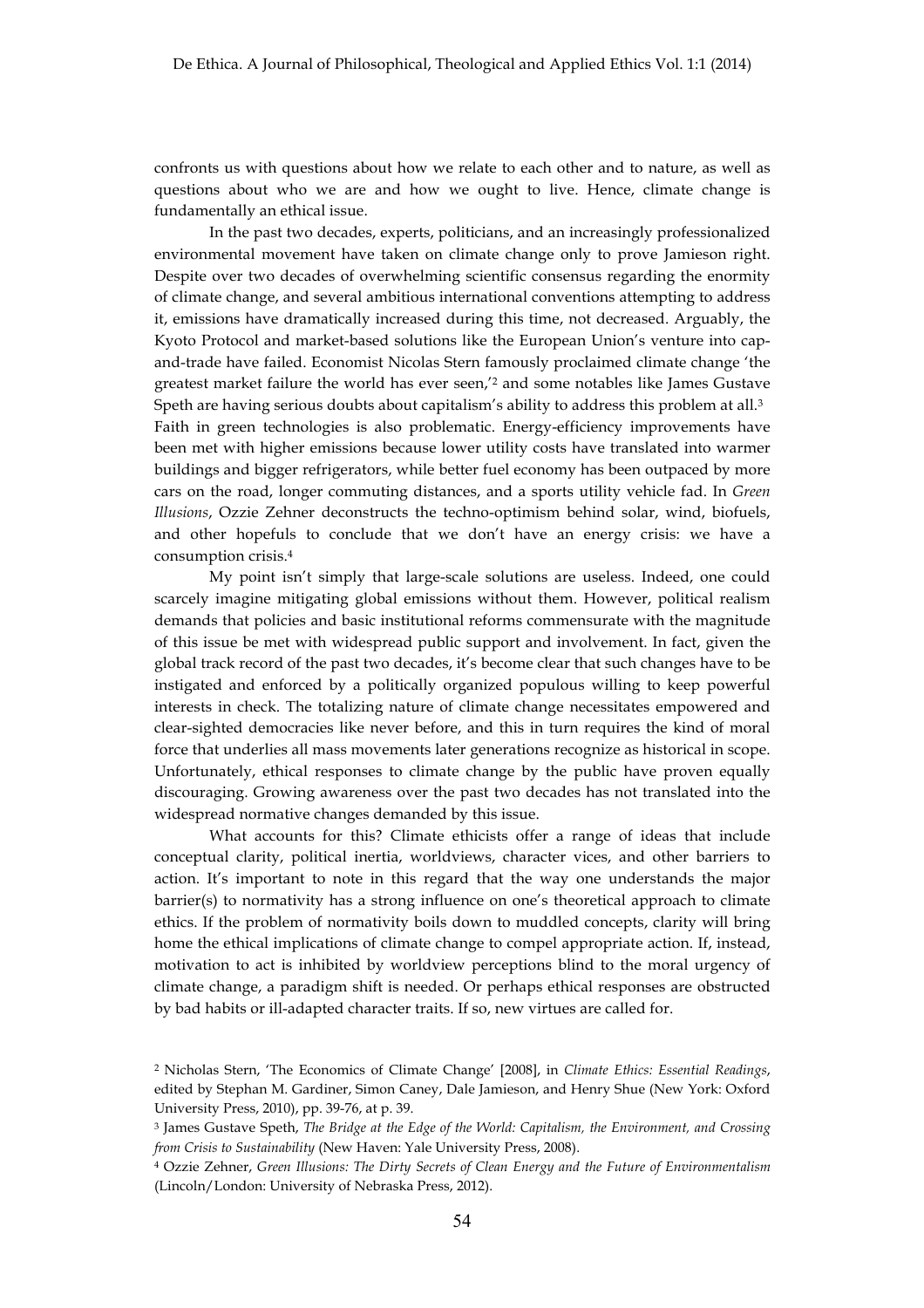confronts us with questions about how we relate to each other and to nature, as well as questions about who we are and how we ought to live. Hence, climate change is fundamentally an ethical issue.

In the past two decades, experts, politicians, and an increasingly professionalized environmental movement have taken on climate change only to prove Jamieson right. Despite over two decades of overwhelming scientific consensus regarding the enormity of climate change, and several ambitious international conventions attempting to address it, emissions have dramatically increased during this time, not decreased. Arguably, the Kyoto Protocol and market-based solutions like the European Union's venture into cap-and-trade have failed. Economist Nicolas Stern famously proclaimed climate change 'the greatest market failure the world has ever seen,'[2] and some notables like James Gustave Speth are having serious doubts about capitalism's ability to address this problem at all.[3] Faith in green technologies is also problematic. Energy-efficiency improvements have been met with higher emissions because lower utility costs have translated into warmer buildings and bigger refrigerators, while better fuel economy has been outpaced by more cars on the road, longer commuting distances, and a sports utility vehicle fad. In *Green Illusions*, Ozzie Zehner deconstructs the techno-optimism behind solar, wind, biofuels, and other hopefuls to conclude that we don't have an energy crisis: we have a consumption crisis.[4]

My point isn't simply that large-scale solutions are useless. Indeed, one could scarcely imagine mitigating global emissions without them. However, political realism demands that policies and basic institutional reforms commensurate with the magnitude of this issue be met with widespread public support and involvement. In fact, given the global track record of the past two decades, it's become clear that such changes have to be instigated and enforced by a politically organized populous willing to keep powerful interests in check. The totalizing nature of climate change necessitates empowered and clear-sighted democracies like never before, and this in turn requires the kind of moral force that underlies all mass movements later generations recognize as historical in scope. Unfortunately, ethical responses to climate change by the public have proven equally discouraging. Growing awareness over the past two decades has not translated into the widespread normative changes demanded by this issue.

What accounts for this? Climate ethicists offer a range of ideas that include conceptual clarity, political inertia, worldviews, character vices, and other barriers to action. It's important to note in this regard that the way one understands the major barrier(s) to normativity has a strong influence on one's theoretical approach to climate ethics. If the problem of normativity boils down to muddled concepts, clarity will bring home the ethical implications of climate change to compel appropriate action. If, instead, motivation to act is inhibited by worldview perceptions blind to the moral urgency of climate change, a paradigm shift is needed. Or perhaps ethical responses are obstructed by bad habits or ill-adapted character traits. If so, new virtues are called for.

---

[2] Nicholas Stern, 'The Economics of Climate Change' [2008], in *Climate Ethics: Essential Readings*, edited by Stephan M. Gardiner, Simon Caney, Dale Jamieson, and Henry Shue (New York: Oxford University Press, 2010), pp. 39-76, at p. 39.

[3] James Gustave Speth, *The Bridge at the Edge of the World: Capitalism, the Environment, and Crossing from Crisis to Sustainability* (New Haven: Yale University Press, 2008).

[4] Ozzie Zehner, *Green Illusions: The Dirty Secrets of Clean Energy and the Future of Environmentalism* (Lincoln/London: University of Nebraska Press, 2012).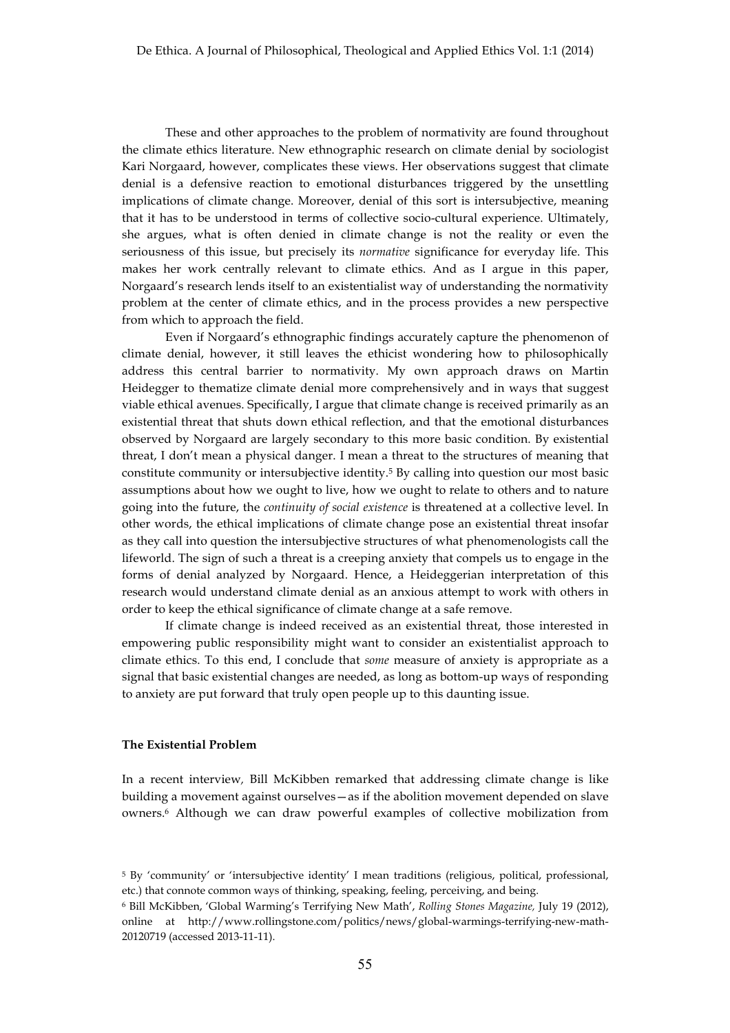These and other approaches to the problem of normativity are found throughout the climate ethics literature. New ethnographic research on climate denial by sociologist Kari Norgaard, however, complicates these views. Her observations suggest that climate denial is a defensive reaction to emotional disturbances triggered by the unsettling implications of climate change. Moreover, denial of this sort is intersubjective, meaning that it has to be understood in terms of collective socio-cultural experience. Ultimately, she argues, what is often denied in climate change is not the reality or even the seriousness of this issue, but precisely its *normative* significance for everyday life. This makes her work centrally relevant to climate ethics. And as I argue in this paper, Norgaard's research lends itself to an existentialist way of understanding the normativity problem at the center of climate ethics, and in the process provides a new perspective from which to approach the field.

Even if Norgaard's ethnographic findings accurately capture the phenomenon of climate denial, however, it still leaves the ethicist wondering how to philosophically address this central barrier to normativity. My own approach draws on Martin Heidegger to thematize climate denial more comprehensively and in ways that suggest viable ethical avenues. Specifically, I argue that climate change is received primarily as an existential threat that shuts down ethical reflection, and that the emotional disturbances observed by Norgaard are largely secondary to this more basic condition. By existential threat, I don't mean a physical danger. I mean a threat to the structures of meaning that constitute community or intersubjective identity.[5] By calling into question our most basic assumptions about how we ought to live, how we ought to relate to others and to nature going into the future, the *continuity of social existence* is threatened at a collective level. In other words, the ethical implications of climate change pose an existential threat insofar as they call into question the intersubjective structures of what phenomenologists call the lifeworld. The sign of such a threat is a creeping anxiety that compels us to engage in the forms of denial analyzed by Norgaard. Hence, a Heideggerian interpretation of this research would understand climate denial as an anxious attempt to work with others in order to keep the ethical significance of climate change at a safe remove.

If climate change is indeed received as an existential threat, those interested in empowering public responsibility might want to consider an existentialist approach to climate ethics. To this end, I conclude that *some* measure of anxiety is appropriate as a signal that basic existential changes are needed, as long as bottom-up ways of responding to anxiety are put forward that truly open people up to this daunting issue.

### The Existential Problem

In a recent interview, Bill McKibben remarked that addressing climate change is like building a movement against ourselves—as if the abolition movement depended on slave owners.[6] Although we can draw powerful examples of collective mobilization from

---

[5] By 'community' or 'intersubjective identity' I mean traditions (religious, political, professional, etc.) that connote common ways of thinking, speaking, feeling, perceiving, and being.

[6] Bill McKibben, 'Global Warming's Terrifying New Math', *Rolling Stones Magazine,* July 19 (2012), online at http://www.rollingstone.com/politics/news/global-warmings-terrifying-new-math-20120719 (accessed 2013-11-11).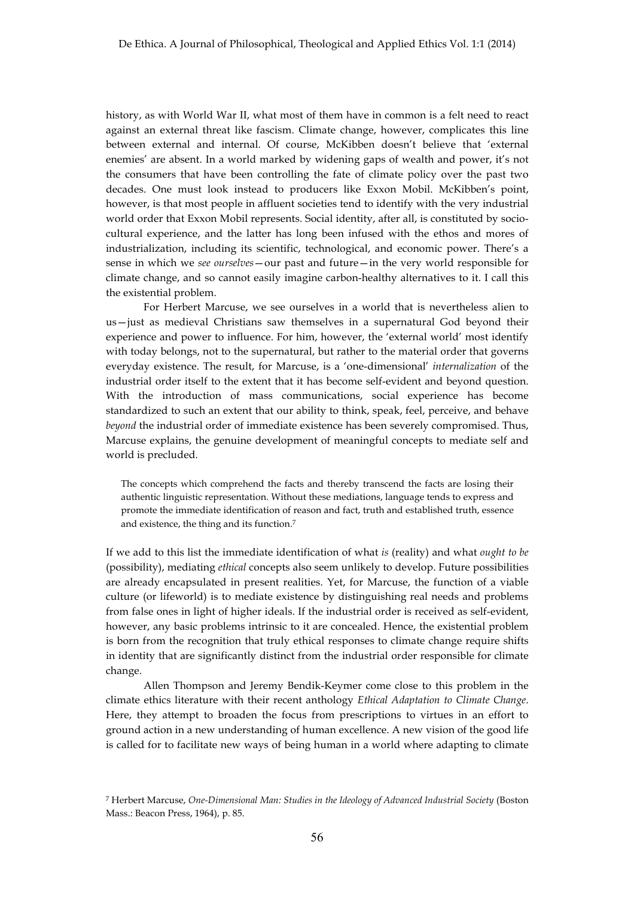history, as with World War II, what most of them have in common is a felt need to react against an external threat like fascism. Climate change, however, complicates this line between external and internal. Of course, McKibben doesn't believe that 'external enemies' are absent. In a world marked by widening gaps of wealth and power, it's not the consumers that have been controlling the fate of climate policy over the past two decades. One must look instead to producers like Exxon Mobil. McKibben's point, however, is that most people in affluent societies tend to identify with the very industrial world order that Exxon Mobil represents. Social identity, after all, is constituted by socio-cultural experience, and the latter has long been infused with the ethos and mores of industrialization, including its scientific, technological, and economic power. There's a sense in which we *see ourselves*—our past and future—in the very world responsible for climate change, and so cannot easily imagine carbon-healthy alternatives to it. I call this the existential problem.

For Herbert Marcuse, we see ourselves in a world that is nevertheless alien to us—just as medieval Christians saw themselves in a supernatural God beyond their experience and power to influence. For him, however, the 'external world' most identify with today belongs, not to the supernatural, but rather to the material order that governs everyday existence. The result, for Marcuse, is a 'one-dimensional' *internalization* of the industrial order itself to the extent that it has become self-evident and beyond question. With the introduction of mass communications, social experience has become standardized to such an extent that our ability to think, speak, feel, perceive, and behave *beyond* the industrial order of immediate existence has been severely compromised. Thus, Marcuse explains, the genuine development of meaningful concepts to mediate self and world is precluded.

> The concepts which comprehend the facts and thereby transcend the facts are losing their authentic linguistic representation. Without these mediations, language tends to express and promote the immediate identification of reason and fact, truth and established truth, essence and existence, the thing and its function.[7]

If we add to this list the immediate identification of what *is* (reality) and what *ought to be* (possibility), mediating *ethical* concepts also seem unlikely to develop. Future possibilities are already encapsulated in present realities. Yet, for Marcuse, the function of a viable culture (or lifeworld) is to mediate existence by distinguishing real needs and problems from false ones in light of higher ideals. If the industrial order is received as self-evident, however, any basic problems intrinsic to it are concealed. Hence, the existential problem is born from the recognition that truly ethical responses to climate change require shifts in identity that are significantly distinct from the industrial order responsible for climate change.

Allen Thompson and Jeremy Bendik-Keymer come close to this problem in the climate ethics literature with their recent anthology *Ethical Adaptation to Climate Change*. Here, they attempt to broaden the focus from prescriptions to virtues in an effort to ground action in a new understanding of human excellence. A new vision of the good life is called for to facilitate new ways of being human in a world where adapting to climate

[7] Herbert Marcuse, *One-Dimensional Man: Studies in the Ideology of Advanced Industrial Society* (Boston Mass.: Beacon Press, 1964), p. 85.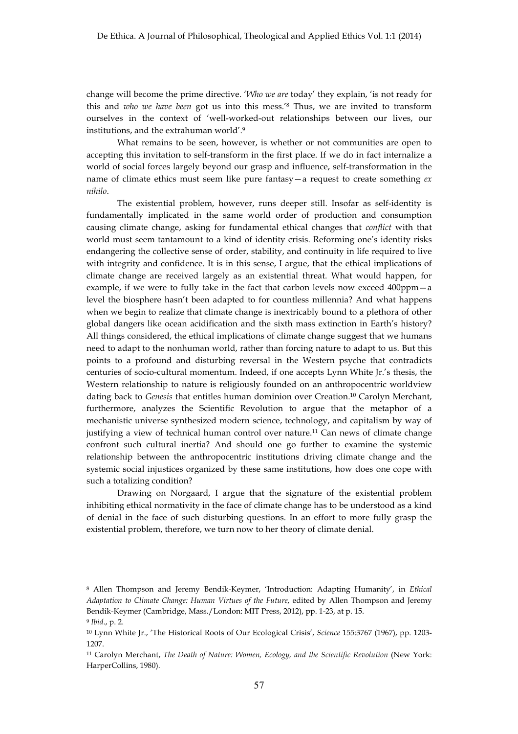change will become the prime directive. '*Who we are* today' they explain, 'is not ready for this and *who we have been* got us into this mess.'[8] Thus, we are invited to transform ourselves in the context of 'well-worked-out relationships between our lives, our institutions, and the extrahuman world'.[9]

What remains to be seen, however, is whether or not communities are open to accepting this invitation to self-transform in the first place. If we do in fact internalize a world of social forces largely beyond our grasp and influence, self-transformation in the name of climate ethics must seem like pure fantasy—a request to create something *ex nihilo*.

The existential problem, however, runs deeper still. Insofar as self-identity is fundamentally implicated in the same world order of production and consumption causing climate change, asking for fundamental ethical changes that *conflict* with that world must seem tantamount to a kind of identity crisis. Reforming one's identity risks endangering the collective sense of order, stability, and continuity in life required to live with integrity and confidence. It is in this sense, I argue, that the ethical implications of climate change are received largely as an existential threat. What would happen, for example, if we were to fully take in the fact that carbon levels now exceed 400ppm—a level the biosphere hasn't been adapted to for countless millennia? And what happens when we begin to realize that climate change is inextricably bound to a plethora of other global dangers like ocean acidification and the sixth mass extinction in Earth's history? All things considered, the ethical implications of climate change suggest that we humans need to adapt to the nonhuman world, rather than forcing nature to adapt to us. But this points to a profound and disturbing reversal in the Western psyche that contradicts centuries of socio-cultural momentum. Indeed, if one accepts Lynn White Jr.'s thesis, the Western relationship to nature is religiously founded on an anthropocentric worldview dating back to *Genesis* that entitles human dominion over Creation.[10] Carolyn Merchant, furthermore, analyzes the Scientific Revolution to argue that the metaphor of a mechanistic universe synthesized modern science, technology, and capitalism by way of justifying a view of technical human control over nature.[11] Can news of climate change confront such cultural inertia? And should one go further to examine the systemic relationship between the anthropocentric institutions driving climate change and the systemic social injustices organized by these same institutions, how does one cope with such a totalizing condition?

Drawing on Norgaard, I argue that the signature of the existential problem inhibiting ethical normativity in the face of climate change has to be understood as a kind of denial in the face of such disturbing questions. In an effort to more fully grasp the existential problem, therefore, we turn now to her theory of climate denial.

[8] Allen Thompson and Jeremy Bendik-Keymer, 'Introduction: Adapting Humanity', in *Ethical Adaptation to Climate Change: Human Virtues of the Future*, edited by Allen Thompson and Jeremy Bendik-Keymer (Cambridge, Mass./London: MIT Press, 2012), pp. 1-23, at p. 15.

[9] *Ibid*., p. 2.

[10] Lynn White Jr., 'The Historical Roots of Our Ecological Crisis', *Science* 155:3767 (1967), pp. 1203-1207.

[11] Carolyn Merchant, *The Death of Nature: Women, Ecology, and the Scientific Revolution* (New York: HarperCollins, 1980).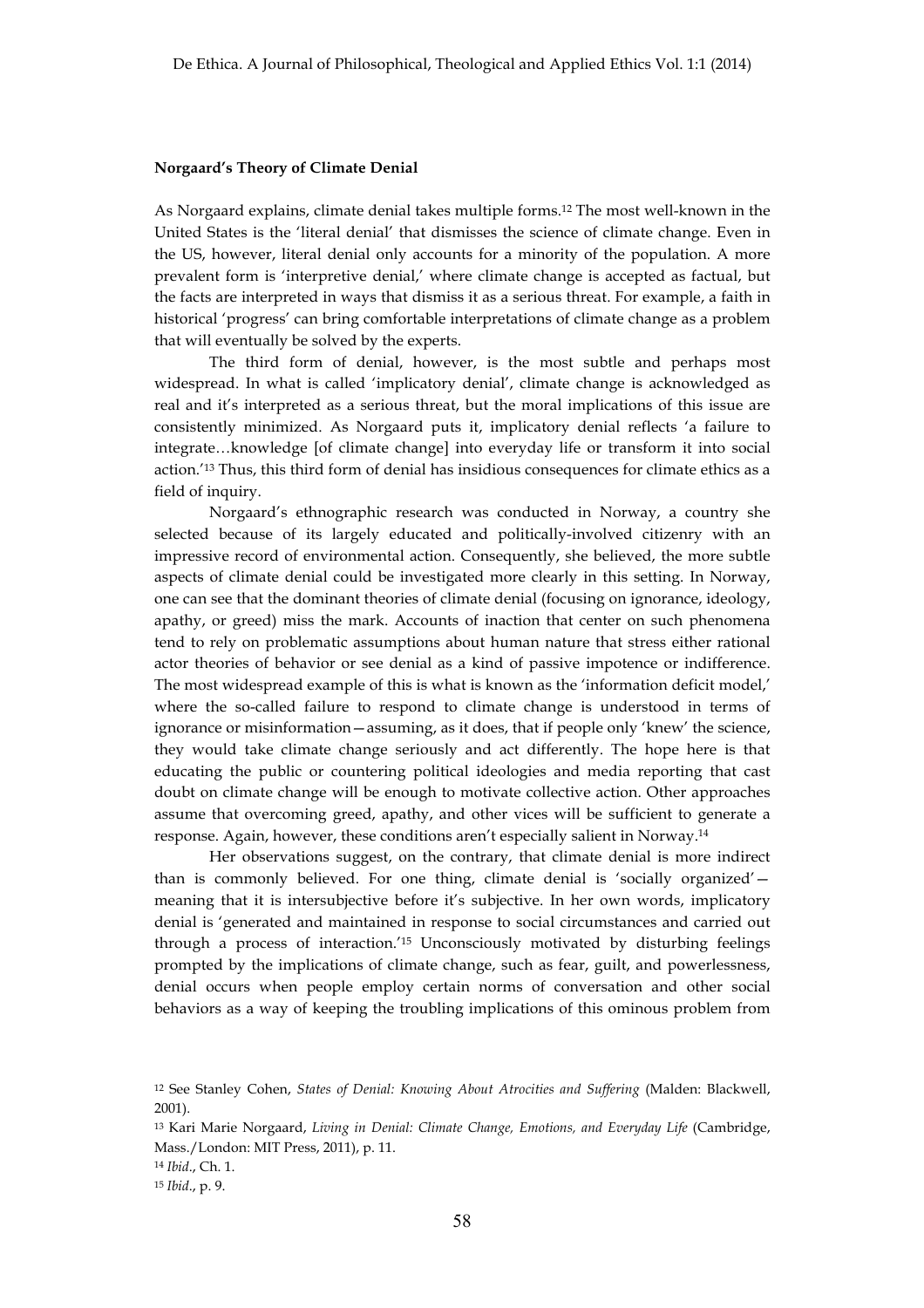**Norgaard's Theory of Climate Denial**

As Norgaard explains, climate denial takes multiple forms.[12] The most well-known in the United States is the 'literal denial' that dismisses the science of climate change. Even in the US, however, literal denial only accounts for a minority of the population. A more prevalent form is 'interpretive denial,' where climate change is accepted as factual, but the facts are interpreted in ways that dismiss it as a serious threat. For example, a faith in historical 'progress' can bring comfortable interpretations of climate change as a problem that will eventually be solved by the experts.

The third form of denial, however, is the most subtle and perhaps most widespread. In what is called 'implicatory denial', climate change is acknowledged as real and it's interpreted as a serious threat, but the moral implications of this issue are consistently minimized. As Norgaard puts it, implicatory denial reflects 'a failure to integrate…knowledge [of climate change] into everyday life or transform it into social action.'[13] Thus, this third form of denial has insidious consequences for climate ethics as a field of inquiry.

Norgaard's ethnographic research was conducted in Norway, a country she selected because of its largely educated and politically-involved citizenry with an impressive record of environmental action. Consequently, she believed, the more subtle aspects of climate denial could be investigated more clearly in this setting. In Norway, one can see that the dominant theories of climate denial (focusing on ignorance, ideology, apathy, or greed) miss the mark. Accounts of inaction that center on such phenomena tend to rely on problematic assumptions about human nature that stress either rational actor theories of behavior or see denial as a kind of passive impotence or indifference. The most widespread example of this is what is known as the 'information deficit model,' where the so-called failure to respond to climate change is understood in terms of ignorance or misinformation—assuming, as it does, that if people only 'knew' the science, they would take climate change seriously and act differently. The hope here is that educating the public or countering political ideologies and media reporting that cast doubt on climate change will be enough to motivate collective action. Other approaches assume that overcoming greed, apathy, and other vices will be sufficient to generate a response. Again, however, these conditions aren't especially salient in Norway.[14]

Her observations suggest, on the contrary, that climate denial is more indirect than is commonly believed. For one thing, climate denial is 'socially organized'—meaning that it is intersubjective before it's subjective. In her own words, implicatory denial is 'generated and maintained in response to social circumstances and carried out through a process of interaction.'[15] Unconsciously motivated by disturbing feelings prompted by the implications of climate change, such as fear, guilt, and powerlessness, denial occurs when people employ certain norms of conversation and other social behaviors as a way of keeping the troubling implications of this ominous problem from

---

[12] See Stanley Cohen, *States of Denial: Knowing About Atrocities and Suffering* (Malden: Blackwell, 2001).

[13] Kari Marie Norgaard, *Living in Denial: Climate Change, Emotions, and Everyday Life* (Cambridge, Mass./London: MIT Press, 2011), p. 11.

[14] *Ibid*., Ch. 1.

[15] *Ibid*., p. 9.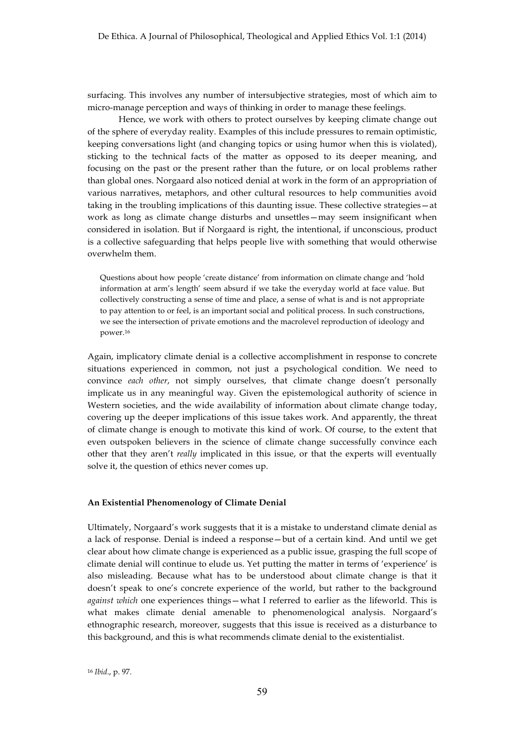surfacing. This involves any number of intersubjective strategies, most of which aim to micro-manage perception and ways of thinking in order to manage these feelings.

Hence, we work with others to protect ourselves by keeping climate change out of the sphere of everyday reality. Examples of this include pressures to remain optimistic, keeping conversations light (and changing topics or using humor when this is violated), sticking to the technical facts of the matter as opposed to its deeper meaning, and focusing on the past or the present rather than the future, or on local problems rather than global ones. Norgaard also noticed denial at work in the form of an appropriation of various narratives, metaphors, and other cultural resources to help communities avoid taking in the troubling implications of this daunting issue. These collective strategies—at work as long as climate change disturbs and unsettles—may seem insignificant when considered in isolation. But if Norgaard is right, the intentional, if unconscious, product is a collective safeguarding that helps people live with something that would otherwise overwhelm them.

> Questions about how people 'create distance' from information on climate change and 'hold information at arm's length' seem absurd if we take the everyday world at face value. But collectively constructing a sense of time and place, a sense of what is and is not appropriate to pay attention to or feel, is an important social and political process. In such constructions, we see the intersection of private emotions and the macrolevel reproduction of ideology and power.[16]

Again, implicatory climate denial is a collective accomplishment in response to concrete situations experienced in common, not just a psychological condition. We need to convince *each other*, not simply ourselves, that climate change doesn't personally implicate us in any meaningful way. Given the epistemological authority of science in Western societies, and the wide availability of information about climate change today, covering up the deeper implications of this issue takes work. And apparently, the threat of climate change is enough to motivate this kind of work. Of course, to the extent that even outspoken believers in the science of climate change successfully convince each other that they aren't *really* implicated in this issue, or that the experts will eventually solve it, the question of ethics never comes up.

### An Existential Phenomenology of Climate Denial

Ultimately, Norgaard's work suggests that it is a mistake to understand climate denial as a lack of response. Denial is indeed a response—but of a certain kind. And until we get clear about how climate change is experienced as a public issue, grasping the full scope of climate denial will continue to elude us. Yet putting the matter in terms of 'experience' is also misleading. Because what has to be understood about climate change is that it doesn't speak to one's concrete experience of the world, but rather to the background *against which* one experiences things—what I referred to earlier as the lifeworld. This is what makes climate denial amenable to phenomenological analysis. Norgaard's ethnographic research, moreover, suggests that this issue is received as a disturbance to this background, and this is what recommends climate denial to the existentialist.

[16] *Ibid*., p. 97.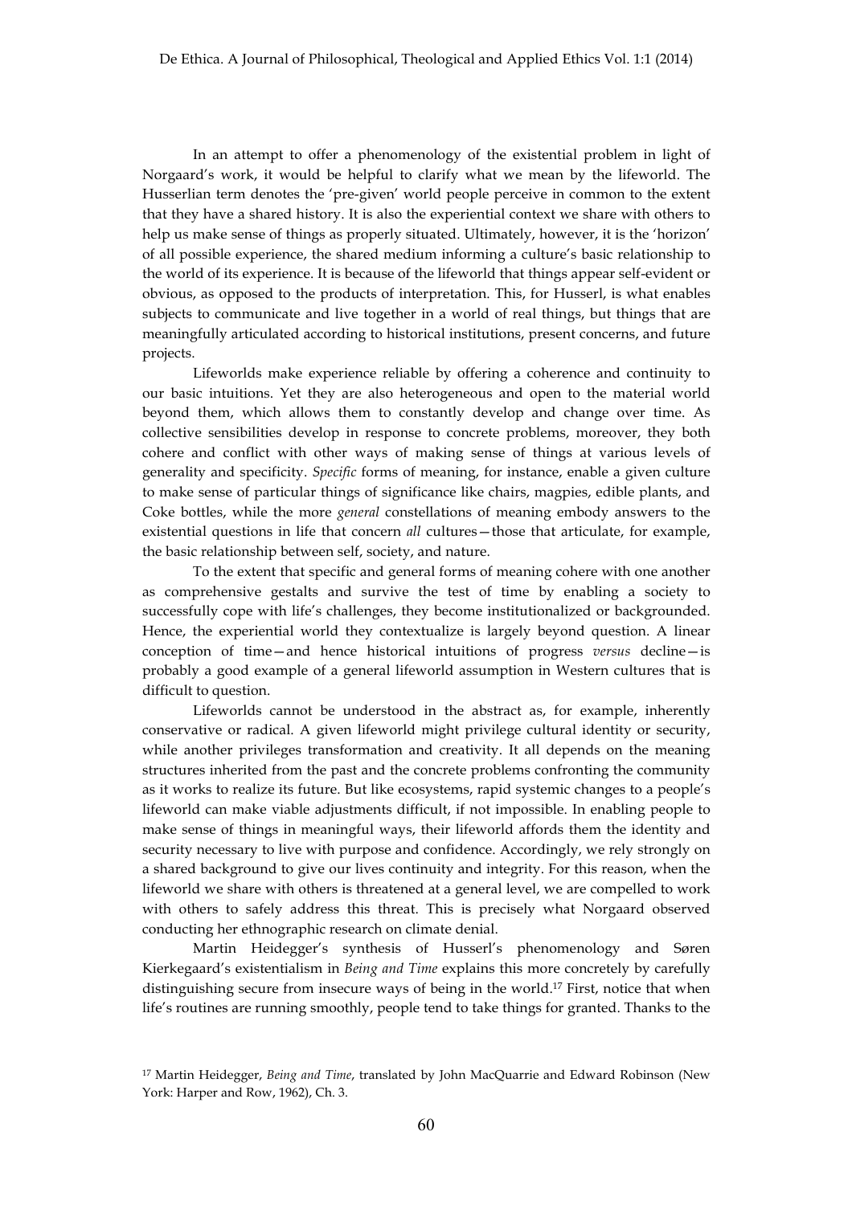In an attempt to offer a phenomenology of the existential problem in light of Norgaard's work, it would be helpful to clarify what we mean by the lifeworld. The Husserlian term denotes the 'pre-given' world people perceive in common to the extent that they have a shared history. It is also the experiential context we share with others to help us make sense of things as properly situated. Ultimately, however, it is the 'horizon' of all possible experience, the shared medium informing a culture's basic relationship to the world of its experience. It is because of the lifeworld that things appear self-evident or obvious, as opposed to the products of interpretation. This, for Husserl, is what enables subjects to communicate and live together in a world of real things, but things that are meaningfully articulated according to historical institutions, present concerns, and future projects.

Lifeworlds make experience reliable by offering a coherence and continuity to our basic intuitions. Yet they are also heterogeneous and open to the material world beyond them, which allows them to constantly develop and change over time. As collective sensibilities develop in response to concrete problems, moreover, they both cohere and conflict with other ways of making sense of things at various levels of generality and specificity. *Specific* forms of meaning, for instance, enable a given culture to make sense of particular things of significance like chairs, magpies, edible plants, and Coke bottles, while the more *general* constellations of meaning embody answers to the existential questions in life that concern *all* cultures—those that articulate, for example, the basic relationship between self, society, and nature.

To the extent that specific and general forms of meaning cohere with one another as comprehensive gestalts and survive the test of time by enabling a society to successfully cope with life's challenges, they become institutionalized or backgrounded. Hence, the experiential world they contextualize is largely beyond question. A linear conception of time—and hence historical intuitions of progress *versus* decline—is probably a good example of a general lifeworld assumption in Western cultures that is difficult to question.

Lifeworlds cannot be understood in the abstract as, for example, inherently conservative or radical. A given lifeworld might privilege cultural identity or security, while another privileges transformation and creativity. It all depends on the meaning structures inherited from the past and the concrete problems confronting the community as it works to realize its future. But like ecosystems, rapid systemic changes to a people's lifeworld can make viable adjustments difficult, if not impossible. In enabling people to make sense of things in meaningful ways, their lifeworld affords them the identity and security necessary to live with purpose and confidence. Accordingly, we rely strongly on a shared background to give our lives continuity and integrity. For this reason, when the lifeworld we share with others is threatened at a general level, we are compelled to work with others to safely address this threat. This is precisely what Norgaard observed conducting her ethnographic research on climate denial.

Martin Heidegger's synthesis of Husserl's phenomenology and Søren Kierkegaard's existentialism in *Being and Time* explains this more concretely by carefully distinguishing secure from insecure ways of being in the world.[17] First, notice that when life's routines are running smoothly, people tend to take things for granted. Thanks to the

[17] Martin Heidegger, *Being and Time*, translated by John MacQuarrie and Edward Robinson (New York: Harper and Row, 1962), Ch. 3.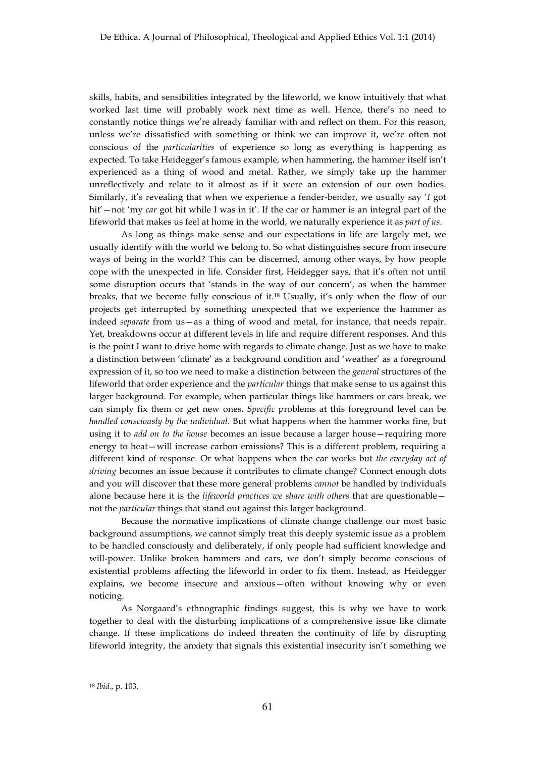skills, habits, and sensibilities integrated by the lifeworld, we know intuitively that what worked last time will probably work next time as well. Hence, there's no need to constantly notice things we're already familiar with and reflect on them. For this reason, unless we're dissatisfied with something or think we can improve it, we're often not conscious of the *particularities* of experience so long as everything is happening as expected. To take Heidegger's famous example, when hammering, the hammer itself isn't experienced as a thing of wood and metal. Rather, we simply take up the hammer unreflectively and relate to it almost as if it were an extension of our own bodies. Similarly, it's revealing that when we experience a fender-bender, we usually say '*I* got hit'—not 'my *car* got hit while I was in it'. If the car or hammer is an integral part of the lifeworld that makes us feel at home in the world, we naturally experience it as *part of us*.

As long as things make sense and our expectations in life are largely met, we usually identify with the world we belong to. So what distinguishes secure from insecure ways of being in the world? This can be discerned, among other ways, by how people cope with the unexpected in life. Consider first, Heidegger says, that it's often not until some disruption occurs that 'stands in the way of our concern', as when the hammer breaks, that we become fully conscious of it.[18] Usually, it's only when the flow of our projects get interrupted by something unexpected that we experience the hammer as indeed *separate* from us—as a thing of wood and metal, for instance, that needs repair. Yet, breakdowns occur at different levels in life and require different responses. And this is the point I want to drive home with regards to climate change. Just as we have to make a distinction between 'climate' as a background condition and 'weather' as a foreground expression of it, so too we need to make a distinction between the *general* structures of the lifeworld that order experience and the *particular* things that make sense to us against this larger background. For example, when particular things like hammers or cars break, we can simply fix them or get new ones. *Specific* problems at this foreground level can be *handled consciously by the individual*. But what happens when the hammer works fine, but using it to *add on to the house* becomes an issue because a larger house—requiring more energy to heat—will increase carbon emissions? This is a different problem, requiring a different kind of response. Or what happens when the car works but *the everyday act of driving* becomes an issue because it contributes to climate change? Connect enough dots and you will discover that these more general problems *cannot* be handled by individuals alone because here it is the *lifeworld practices we share with others* that are questionable—not the *particular* things that stand out against this larger background.

Because the normative implications of climate change challenge our most basic background assumptions, we cannot simply treat this deeply systemic issue as a problem to be handled consciously and deliberately, if only people had sufficient knowledge and will-power. Unlike broken hammers and cars, we don't simply become conscious of existential problems affecting the lifeworld in order to fix them. Instead, as Heidegger explains, we become insecure and anxious—often without knowing why or even noticing.

As Norgaard's ethnographic findings suggest, this is why we have to work together to deal with the disturbing implications of a comprehensive issue like climate change. If these implications do indeed threaten the continuity of life by disrupting lifeworld integrity, the anxiety that signals this existential insecurity isn't something we

[18] *Ibid*., p. 103.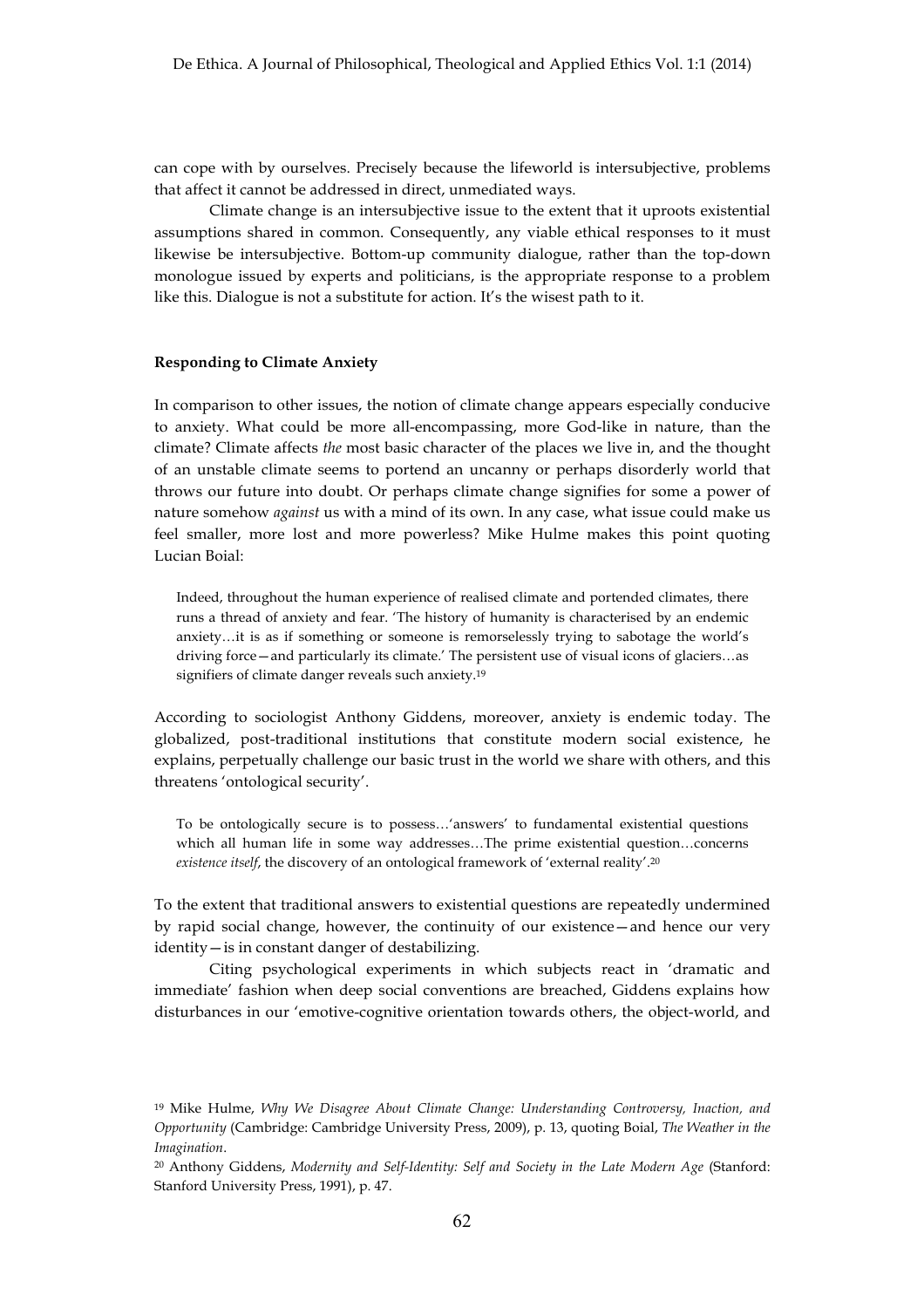can cope with by ourselves. Precisely because the lifeworld is intersubjective, problems that affect it cannot be addressed in direct, unmediated ways.

Climate change is an intersubjective issue to the extent that it uproots existential assumptions shared in common. Consequently, any viable ethical responses to it must likewise be intersubjective. Bottom-up community dialogue, rather than the top-down monologue issued by experts and politicians, is the appropriate response to a problem like this. Dialogue is not a substitute for action. It's the wisest path to it.

**Responding to Climate Anxiety**

In comparison to other issues, the notion of climate change appears especially conducive to anxiety. What could be more all-encompassing, more God-like in nature, than the climate? Climate affects *the* most basic character of the places we live in, and the thought of an unstable climate seems to portend an uncanny or perhaps disorderly world that throws our future into doubt. Or perhaps climate change signifies for some a power of nature somehow *against* us with a mind of its own. In any case, what issue could make us feel smaller, more lost and more powerless? Mike Hulme makes this point quoting Lucian Boial:

> Indeed, throughout the human experience of realised climate and portended climates, there runs a thread of anxiety and fear. 'The history of humanity is characterised by an endemic anxiety…it is as if something or someone is remorselessly trying to sabotage the world's driving force—and particularly its climate.' The persistent use of visual icons of glaciers…as signifiers of climate danger reveals such anxiety.[19]

According to sociologist Anthony Giddens, moreover, anxiety is endemic today. The globalized, post-traditional institutions that constitute modern social existence, he explains, perpetually challenge our basic trust in the world we share with others, and this threatens 'ontological security'.

> To be ontologically secure is to possess…'answers' to fundamental existential questions which all human life in some way addresses…The prime existential question…concerns *existence itself*, the discovery of an ontological framework of 'external reality'.[20]

To the extent that traditional answers to existential questions are repeatedly undermined by rapid social change, however, the continuity of our existence—and hence our very identity—is in constant danger of destabilizing.

Citing psychological experiments in which subjects react in 'dramatic and immediate' fashion when deep social conventions are breached, Giddens explains how disturbances in our 'emotive-cognitive orientation towards others, the object-world, and

[19] Mike Hulme, *Why We Disagree About Climate Change: Understanding Controversy, Inaction, and Opportunity* (Cambridge: Cambridge University Press, 2009), p. 13, quoting Boial, *The Weather in the Imagination*.

[20] Anthony Giddens, *Modernity and Self-Identity: Self and Society in the Late Modern Age* (Stanford: Stanford University Press, 1991), p. 47.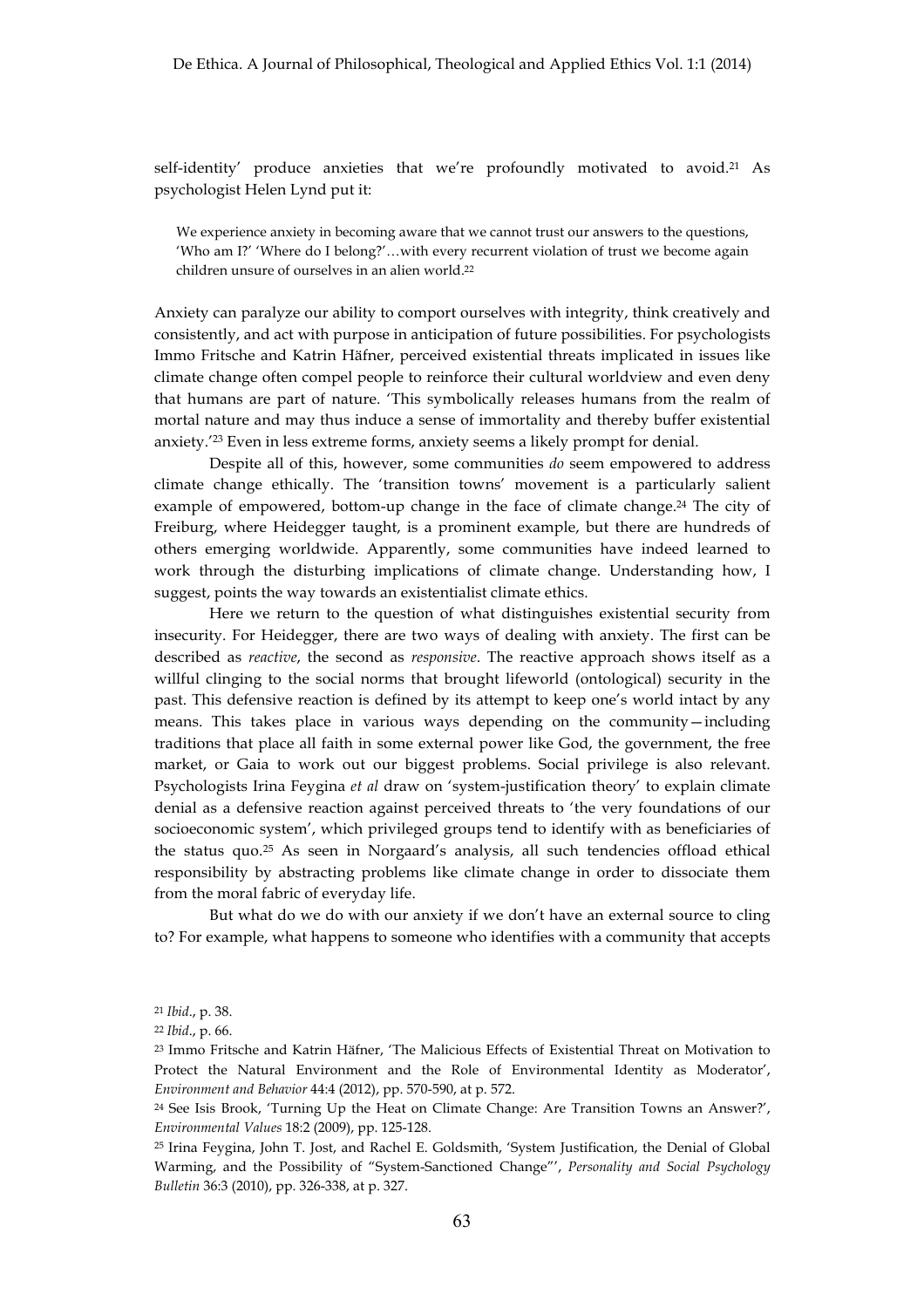self-identity' produce anxieties that we're profoundly motivated to avoid.[21] As psychologist Helen Lynd put it:

> We experience anxiety in becoming aware that we cannot trust our answers to the questions, 'Who am I?' 'Where do I belong?'…with every recurrent violation of trust we become again children unsure of ourselves in an alien world.[22]

Anxiety can paralyze our ability to comport ourselves with integrity, think creatively and consistently, and act with purpose in anticipation of future possibilities. For psychologists Immo Fritsche and Katrin Häfner, perceived existential threats implicated in issues like climate change often compel people to reinforce their cultural worldview and even deny that humans are part of nature. 'This symbolically releases humans from the realm of mortal nature and may thus induce a sense of immortality and thereby buffer existential anxiety.'[23] Even in less extreme forms, anxiety seems a likely prompt for denial.

Despite all of this, however, some communities *do* seem empowered to address climate change ethically. The 'transition towns' movement is a particularly salient example of empowered, bottom-up change in the face of climate change.[24] The city of Freiburg, where Heidegger taught, is a prominent example, but there are hundreds of others emerging worldwide. Apparently, some communities have indeed learned to work through the disturbing implications of climate change. Understanding how, I suggest, points the way towards an existentialist climate ethics.

Here we return to the question of what distinguishes existential security from insecurity. For Heidegger, there are two ways of dealing with anxiety. The first can be described as *reactive*, the second as *responsive*. The reactive approach shows itself as a willful clinging to the social norms that brought lifeworld (ontological) security in the past. This defensive reaction is defined by its attempt to keep one's world intact by any means. This takes place in various ways depending on the community—including traditions that place all faith in some external power like God, the government, the free market, or Gaia to work out our biggest problems. Social privilege is also relevant. Psychologists Irina Feygina *et al* draw on 'system-justification theory' to explain climate denial as a defensive reaction against perceived threats to 'the very foundations of our socioeconomic system', which privileged groups tend to identify with as beneficiaries of the status quo.[25] As seen in Norgaard's analysis, all such tendencies offload ethical responsibility by abstracting problems like climate change in order to dissociate them from the moral fabric of everyday life.

But what do we do with our anxiety if we don't have an external source to cling to? For example, what happens to someone who identifies with a community that accepts

---

[21] *Ibid*., p. 38.

[22] *Ibid*., p. 66.

[23] Immo Fritsche and Katrin Häfner, 'The Malicious Effects of Existential Threat on Motivation to Protect the Natural Environment and the Role of Environmental Identity as Moderator', *Environment and Behavior* 44:4 (2012), pp. 570-590, at p. 572.

[24] See Isis Brook, 'Turning Up the Heat on Climate Change: Are Transition Towns an Answer?', *Environmental Values* 18:2 (2009), pp. 125-128.

[25] Irina Feygina, John T. Jost, and Rachel E. Goldsmith, 'System Justification, the Denial of Global Warming, and the Possibility of "System-Sanctioned Change"', *Personality and Social Psychology Bulletin* 36:3 (2010), pp. 326-338, at p. 327.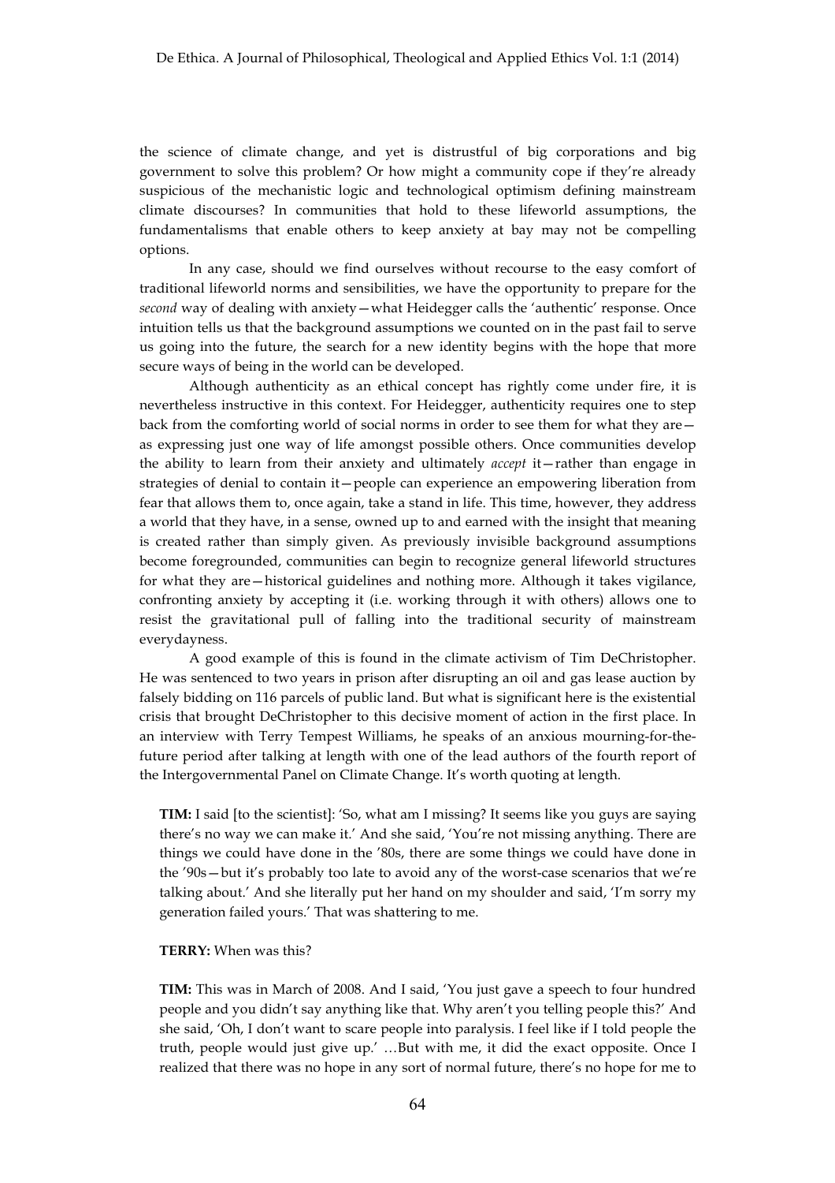the science of climate change, and yet is distrustful of big corporations and big government to solve this problem? Or how might a community cope if they're already suspicious of the mechanistic logic and technological optimism defining mainstream climate discourses? In communities that hold to these lifeworld assumptions, the fundamentalisms that enable others to keep anxiety at bay may not be compelling options.

In any case, should we find ourselves without recourse to the easy comfort of traditional lifeworld norms and sensibilities, we have the opportunity to prepare for the *second* way of dealing with anxiety—what Heidegger calls the 'authentic' response. Once intuition tells us that the background assumptions we counted on in the past fail to serve us going into the future, the search for a new identity begins with the hope that more secure ways of being in the world can be developed.

Although authenticity as an ethical concept has rightly come under fire, it is nevertheless instructive in this context. For Heidegger, authenticity requires one to step back from the comforting world of social norms in order to see them for what they are—as expressing just one way of life amongst possible others. Once communities develop the ability to learn from their anxiety and ultimately *accept* it—rather than engage in strategies of denial to contain it—people can experience an empowering liberation from fear that allows them to, once again, take a stand in life. This time, however, they address a world that they have, in a sense, owned up to and earned with the insight that meaning is created rather than simply given. As previously invisible background assumptions become foregrounded, communities can begin to recognize general lifeworld structures for what they are—historical guidelines and nothing more. Although it takes vigilance, confronting anxiety by accepting it (i.e. working through it with others) allows one to resist the gravitational pull of falling into the traditional security of mainstream everydayness.

A good example of this is found in the climate activism of Tim DeChristopher. He was sentenced to two years in prison after disrupting an oil and gas lease auction by falsely bidding on 116 parcels of public land. But what is significant here is the existential crisis that brought DeChristopher to this decisive moment of action in the first place. In an interview with Terry Tempest Williams, he speaks of an anxious mourning-for-the-future period after talking at length with one of the lead authors of the fourth report of the Intergovernmental Panel on Climate Change. It's worth quoting at length.

> **TIM:** I said [to the scientist]: 'So, what am I missing? It seems like you guys are saying there's no way we can make it.' And she said, 'You're not missing anything. There are things we could have done in the '80s, there are some things we could have done in the '90s—but it's probably too late to avoid any of the worst-case scenarios that we're talking about.' And she literally put her hand on my shoulder and said, 'I'm sorry my generation failed yours.' That was shattering to me.
>
> **TERRY:** When was this?
>
> **TIM:** This was in March of 2008. And I said, 'You just gave a speech to four hundred people and you didn't say anything like that. Why aren't you telling people this?' And she said, 'Oh, I don't want to scare people into paralysis. I feel like if I told people the truth, people would just give up.' …But with me, it did the exact opposite. Once I realized that there was no hope in any sort of normal future, there's no hope for me to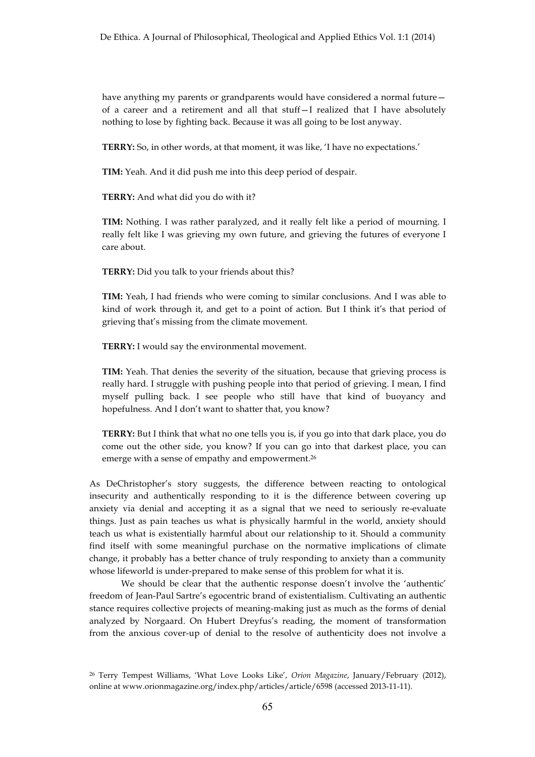have anything my parents or grandparents would have considered a normal future—of a career and a retirement and all that stuff—I realized that I have absolutely nothing to lose by fighting back. Because it was all going to be lost anyway.

> **TERRY:** So, in other words, at that moment, it was like, 'I have no expectations.'
>
> **TIM:** Yeah. And it did push me into this deep period of despair.
>
> **TERRY:** And what did you do with it?
>
> **TIM:** Nothing. I was rather paralyzed, and it really felt like a period of mourning. I really felt like I was grieving my own future, and grieving the futures of everyone I care about.
>
> **TERRY:** Did you talk to your friends about this?
>
> **TIM:** Yeah, I had friends who were coming to similar conclusions. And I was able to kind of work through it, and get to a point of action. But I think it's that period of grieving that's missing from the climate movement.
>
> **TERRY:** I would say the environmental movement.
>
> **TIM:** Yeah. That denies the severity of the situation, because that grieving process is really hard. I struggle with pushing people into that period of grieving. I mean, I find myself pulling back. I see people who still have that kind of buoyancy and hopefulness. And I don't want to shatter that, you know?
>
> **TERRY:** But I think that what no one tells you is, if you go into that dark place, you do come out the other side, you know? If you can go into that darkest place, you can emerge with a sense of empathy and empowerment.[26]

As DeChristopher's story suggests, the difference between reacting to ontological insecurity and authentically responding to it is the difference between covering up anxiety via denial and accepting it as a signal that we need to seriously re-evaluate things. Just as pain teaches us what is physically harmful in the world, anxiety should teach us what is existentially harmful about our relationship to it. Should a community find itself with some meaningful purchase on the normative implications of climate change, it probably has a better chance of truly responding to anxiety than a community whose lifeworld is under-prepared to make sense of this problem for what it is.

We should be clear that the authentic response doesn't involve the 'authentic' freedom of Jean-Paul Sartre's egocentric brand of existentialism. Cultivating an authentic stance requires collective projects of meaning-making just as much as the forms of denial analyzed by Norgaard. On Hubert Dreyfus's reading, the moment of transformation from the anxious cover-up of denial to the resolve of authenticity does not involve a

[26] Terry Tempest Williams, 'What Love Looks Like', *Orion Magazine*, January/February (2012), online at www.orionmagazine.org/index.php/articles/article/6598 (accessed 2013-11-11).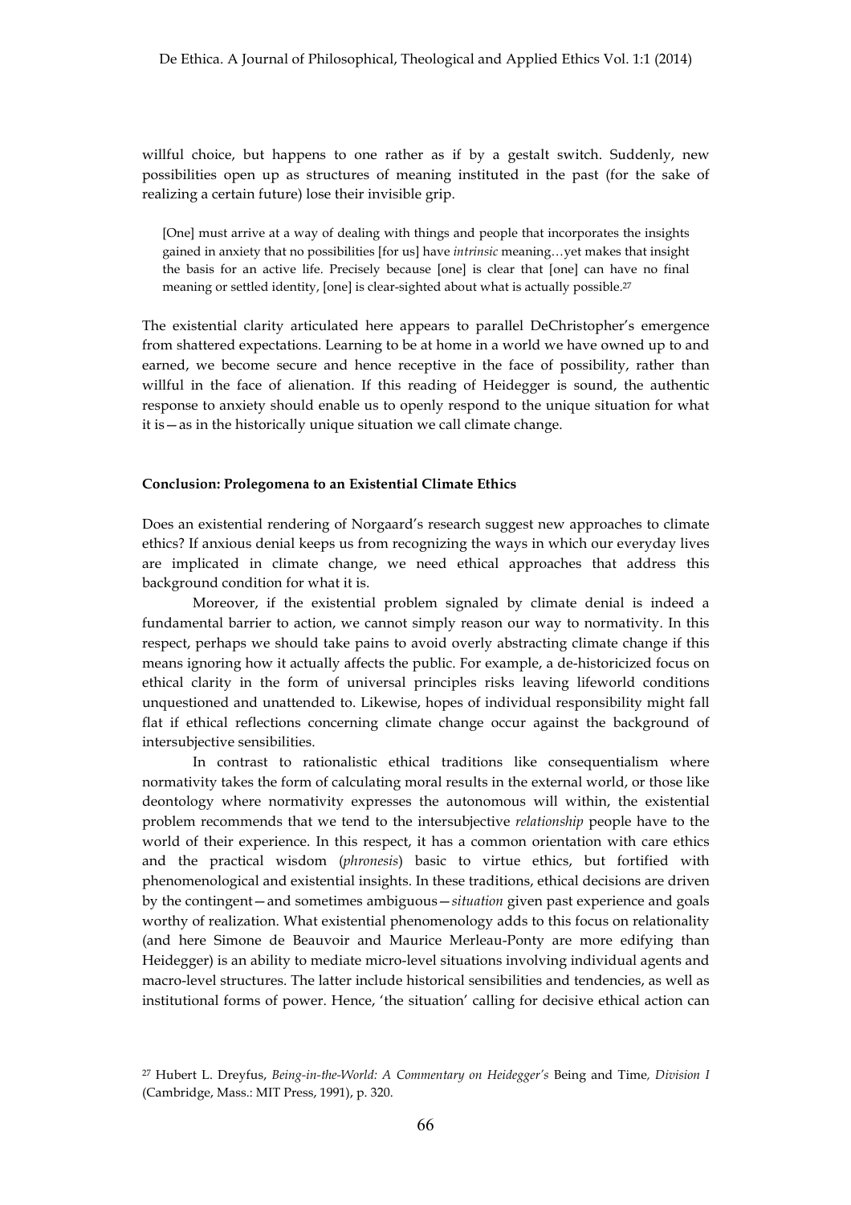willful choice, but happens to one rather as if by a gestalt switch. Suddenly, new possibilities open up as structures of meaning instituted in the past (for the sake of realizing a certain future) lose their invisible grip.

> [One] must arrive at a way of dealing with things and people that incorporates the insights gained in anxiety that no possibilities [for us] have *intrinsic* meaning…yet makes that insight the basis for an active life. Precisely because [one] is clear that [one] can have no final meaning or settled identity, [one] is clear-sighted about what is actually possible.[27]

The existential clarity articulated here appears to parallel DeChristopher's emergence from shattered expectations. Learning to be at home in a world we have owned up to and earned, we become secure and hence receptive in the face of possibility, rather than willful in the face of alienation. If this reading of Heidegger is sound, the authentic response to anxiety should enable us to openly respond to the unique situation for what it is—as in the historically unique situation we call climate change.

## Conclusion: Prolegomena to an Existential Climate Ethics

Does an existential rendering of Norgaard's research suggest new approaches to climate ethics? If anxious denial keeps us from recognizing the ways in which our everyday lives are implicated in climate change, we need ethical approaches that address this background condition for what it is.

Moreover, if the existential problem signaled by climate denial is indeed a fundamental barrier to action, we cannot simply reason our way to normativity. In this respect, perhaps we should take pains to avoid overly abstracting climate change if this means ignoring how it actually affects the public. For example, a de-historicized focus on ethical clarity in the form of universal principles risks leaving lifeworld conditions unquestioned and unattended to. Likewise, hopes of individual responsibility might fall flat if ethical reflections concerning climate change occur against the background of intersubjective sensibilities.

In contrast to rationalistic ethical traditions like consequentialism where normativity takes the form of calculating moral results in the external world, or those like deontology where normativity expresses the autonomous will within, the existential problem recommends that we tend to the intersubjective *relationship* people have to the world of their experience. In this respect, it has a common orientation with care ethics and the practical wisdom (*phronesis*) basic to virtue ethics, but fortified with phenomenological and existential insights. In these traditions, ethical decisions are driven by the contingent—and sometimes ambiguous—*situation* given past experience and goals worthy of realization. What existential phenomenology adds to this focus on relationality (and here Simone de Beauvoir and Maurice Merleau-Ponty are more edifying than Heidegger) is an ability to mediate micro-level situations involving individual agents and macro-level structures. The latter include historical sensibilities and tendencies, as well as institutional forms of power. Hence, 'the situation' calling for decisive ethical action can

---

[27] Hubert L. Dreyfus, *Being-in-the-World: A Commentary on Heidegger's* Being and Time*, Division I* (Cambridge, Mass.: MIT Press, 1991), p. 320.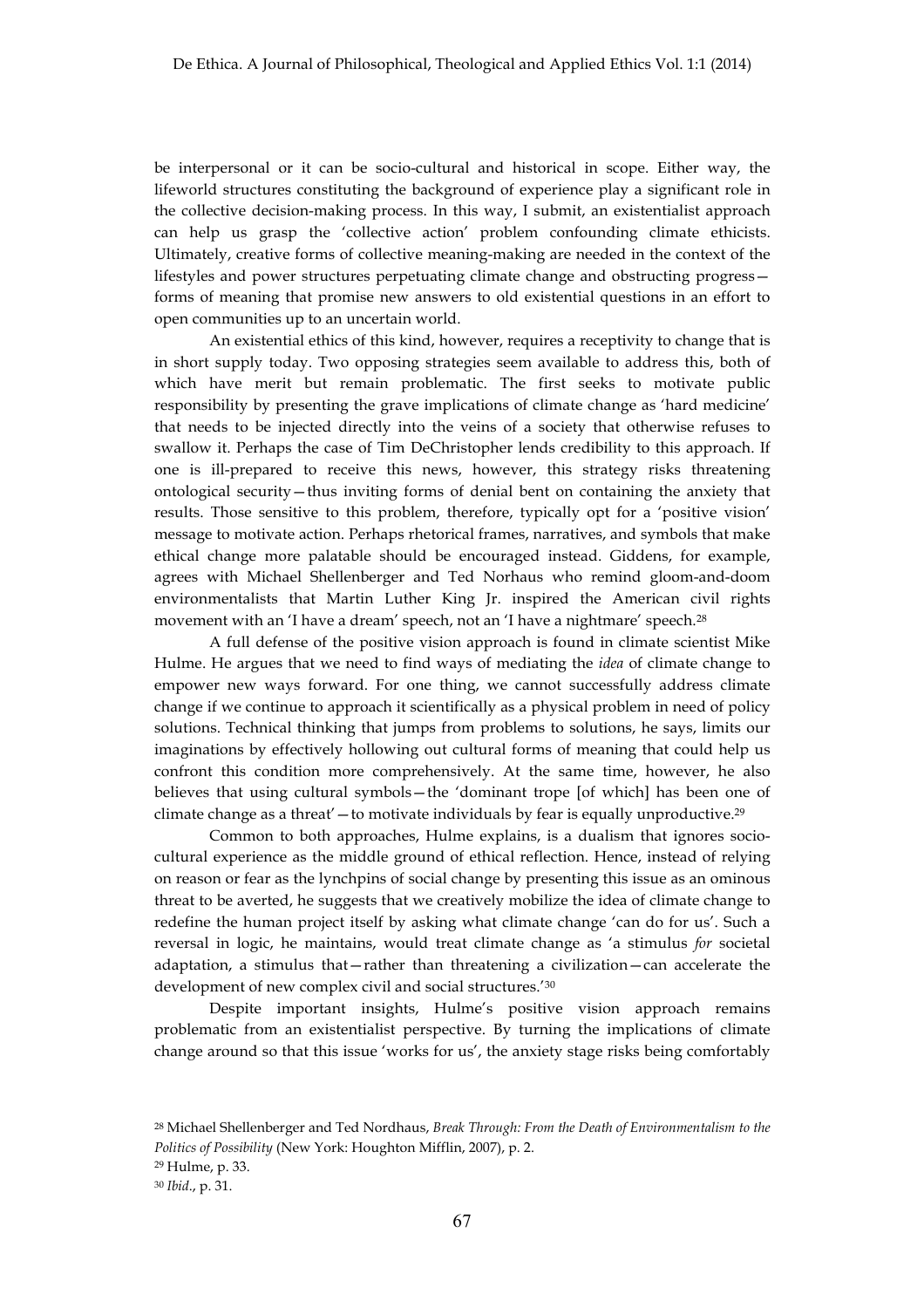be interpersonal or it can be socio-cultural and historical in scope. Either way, the lifeworld structures constituting the background of experience play a significant role in the collective decision-making process. In this way, I submit, an existentialist approach can help us grasp the 'collective action' problem confounding climate ethicists. Ultimately, creative forms of collective meaning-making are needed in the context of the lifestyles and power structures perpetuating climate change and obstructing progress—forms of meaning that promise new answers to old existential questions in an effort to open communities up to an uncertain world.

An existential ethics of this kind, however, requires a receptivity to change that is in short supply today. Two opposing strategies seem available to address this, both of which have merit but remain problematic. The first seeks to motivate public responsibility by presenting the grave implications of climate change as 'hard medicine' that needs to be injected directly into the veins of a society that otherwise refuses to swallow it. Perhaps the case of Tim DeChristopher lends credibility to this approach. If one is ill-prepared to receive this news, however, this strategy risks threatening ontological security—thus inviting forms of denial bent on containing the anxiety that results. Those sensitive to this problem, therefore, typically opt for a 'positive vision' message to motivate action. Perhaps rhetorical frames, narratives, and symbols that make ethical change more palatable should be encouraged instead. Giddens, for example, agrees with Michael Shellenberger and Ted Norhaus who remind gloom-and-doom environmentalists that Martin Luther King Jr. inspired the American civil rights movement with an 'I have a dream' speech, not an 'I have a nightmare' speech.[28]

A full defense of the positive vision approach is found in climate scientist Mike Hulme. He argues that we need to find ways of mediating the *idea* of climate change to empower new ways forward. For one thing, we cannot successfully address climate change if we continue to approach it scientifically as a physical problem in need of policy solutions. Technical thinking that jumps from problems to solutions, he says, limits our imaginations by effectively hollowing out cultural forms of meaning that could help us confront this condition more comprehensively. At the same time, however, he also believes that using cultural symbols—the 'dominant trope [of which] has been one of climate change as a threat'—to motivate individuals by fear is equally unproductive.[29]

Common to both approaches, Hulme explains, is a dualism that ignores socio-cultural experience as the middle ground of ethical reflection. Hence, instead of relying on reason or fear as the lynchpins of social change by presenting this issue as an ominous threat to be averted, he suggests that we creatively mobilize the idea of climate change to redefine the human project itself by asking what climate change 'can do for us'. Such a reversal in logic, he maintains, would treat climate change as 'a stimulus *for* societal adaptation, a stimulus that—rather than threatening a civilization—can accelerate the development of new complex civil and social structures.'[30]

Despite important insights, Hulme's positive vision approach remains problematic from an existentialist perspective. By turning the implications of climate change around so that this issue 'works for us', the anxiety stage risks being comfortably

[28] Michael Shellenberger and Ted Nordhaus, *Break Through: From the Death of Environmentalism to the Politics of Possibility* (New York: Houghton Mifflin, 2007), p. 2.

[29] Hulme, p. 33.

[30] *Ibid*., p. 31.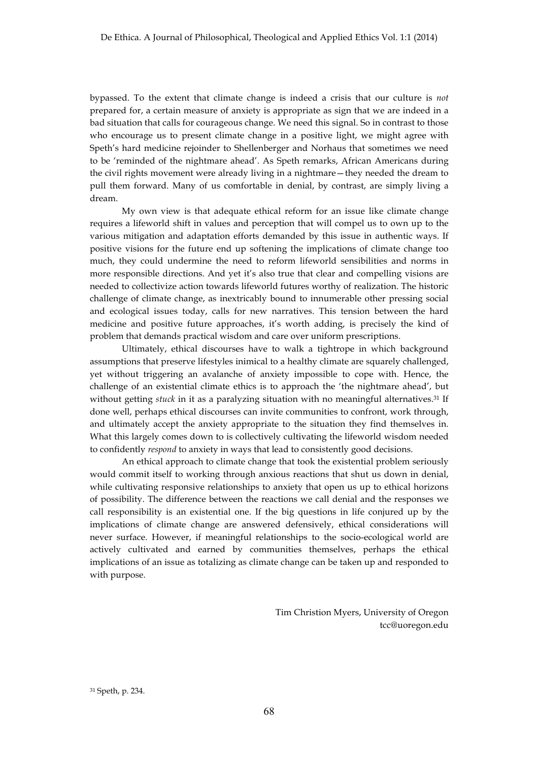bypassed. To the extent that climate change is indeed a crisis that our culture is *not* prepared for, a certain measure of anxiety is appropriate as sign that we are indeed in a bad situation that calls for courageous change. We need this signal. So in contrast to those who encourage us to present climate change in a positive light, we might agree with Speth's hard medicine rejoinder to Shellenberger and Norhaus that sometimes we need to be 'reminded of the nightmare ahead'. As Speth remarks, African Americans during the civil rights movement were already living in a nightmare—they needed the dream to pull them forward. Many of us comfortable in denial, by contrast, are simply living a dream.

My own view is that adequate ethical reform for an issue like climate change requires a lifeworld shift in values and perception that will compel us to own up to the various mitigation and adaptation efforts demanded by this issue in authentic ways. If positive visions for the future end up softening the implications of climate change too much, they could undermine the need to reform lifeworld sensibilities and norms in more responsible directions. And yet it's also true that clear and compelling visions are needed to collectivize action towards lifeworld futures worthy of realization. The historic challenge of climate change, as inextricably bound to innumerable other pressing social and ecological issues today, calls for new narratives. This tension between the hard medicine and positive future approaches, it's worth adding, is precisely the kind of problem that demands practical wisdom and care over uniform prescriptions.

Ultimately, ethical discourses have to walk a tightrope in which background assumptions that preserve lifestyles inimical to a healthy climate are squarely challenged, yet without triggering an avalanche of anxiety impossible to cope with. Hence, the challenge of an existential climate ethics is to approach the 'the nightmare ahead', but without getting *stuck* in it as a paralyzing situation with no meaningful alternatives.[31] If done well, perhaps ethical discourses can invite communities to confront, work through, and ultimately accept the anxiety appropriate to the situation they find themselves in. What this largely comes down to is collectively cultivating the lifeworld wisdom needed to confidently *respond* to anxiety in ways that lead to consistently good decisions.

An ethical approach to climate change that took the existential problem seriously would commit itself to working through anxious reactions that shut us down in denial, while cultivating responsive relationships to anxiety that open us up to ethical horizons of possibility. The difference between the reactions we call denial and the responses we call responsibility is an existential one. If the big questions in life conjured up by the implications of climate change are answered defensively, ethical considerations will never surface. However, if meaningful relationships to the socio-ecological world are actively cultivated and earned by communities themselves, perhaps the ethical implications of an issue as totalizing as climate change can be taken up and responded to with purpose.

Tim Christion Myers, University of Oregon
tcc@uoregon.edu

[31] Speth, p. 234.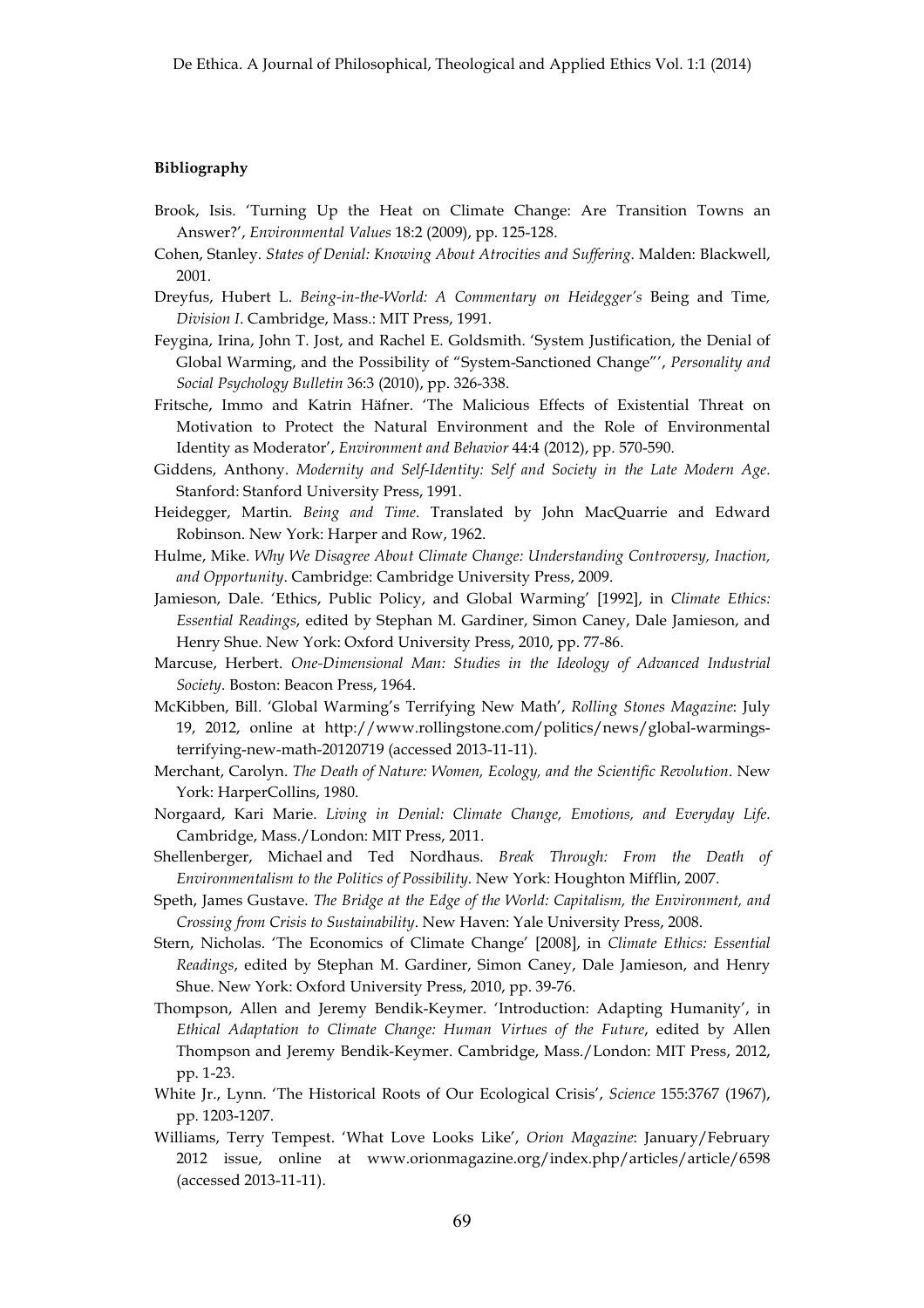**Bibliography**

Brook, Isis. 'Turning Up the Heat on Climate Change: Are Transition Towns an Answer?', *Environmental Values* 18:2 (2009), pp. 125-128.

Cohen, Stanley. *States of Denial: Knowing About Atrocities and Suffering*. Malden: Blackwell, 2001.

Dreyfus, Hubert L. *Being-in-the-World: A Commentary on Heidegger's* Being and Time*, Division I*. Cambridge, Mass.: MIT Press, 1991.

Feygina, Irina, John T. Jost, and Rachel E. Goldsmith. 'System Justification, the Denial of Global Warming, and the Possibility of "System-Sanctioned Change"', *Personality and Social Psychology Bulletin* 36:3 (2010), pp. 326-338.

Fritsche, Immo and Katrin Häfner. 'The Malicious Effects of Existential Threat on Motivation to Protect the Natural Environment and the Role of Environmental Identity as Moderator', *Environment and Behavior* 44:4 (2012), pp. 570-590.

Giddens, Anthony. *Modernity and Self-Identity: Self and Society in the Late Modern Age*. Stanford: Stanford University Press, 1991.

Heidegger, Martin. *Being and Time*. Translated by John MacQuarrie and Edward Robinson. New York: Harper and Row, 1962.

Hulme, Mike. *Why We Disagree About Climate Change: Understanding Controversy, Inaction, and Opportunity*. Cambridge: Cambridge University Press, 2009.

Jamieson, Dale. 'Ethics, Public Policy, and Global Warming' [1992], in *Climate Ethics: Essential Readings*, edited by Stephan M. Gardiner, Simon Caney, Dale Jamieson, and Henry Shue. New York: Oxford University Press, 2010, pp. 77-86.

Marcuse, Herbert. *One-Dimensional Man: Studies in the Ideology of Advanced Industrial Society*. Boston: Beacon Press, 1964.

McKibben, Bill. 'Global Warming's Terrifying New Math', *Rolling Stones Magazine*: July 19, 2012, online at http://www.rollingstone.com/politics/news/global-warmings-terrifying-new-math-20120719 (accessed 2013-11-11).

Merchant, Carolyn. *The Death of Nature: Women, Ecology, and the Scientific Revolution*. New York: HarperCollins, 1980.

Norgaard, Kari Marie. *Living in Denial: Climate Change, Emotions, and Everyday Life*. Cambridge, Mass./London: MIT Press, 2011.

Shellenberger, Michael and Ted Nordhaus. *Break Through: From the Death of Environmentalism to the Politics of Possibility*. New York: Houghton Mifflin, 2007.

Speth, James Gustave. *The Bridge at the Edge of the World: Capitalism, the Environment, and Crossing from Crisis to Sustainability*. New Haven: Yale University Press, 2008.

Stern, Nicholas. 'The Economics of Climate Change' [2008], in *Climate Ethics: Essential Readings*, edited by Stephan M. Gardiner, Simon Caney, Dale Jamieson, and Henry Shue. New York: Oxford University Press, 2010, pp. 39-76.

Thompson, Allen and Jeremy Bendik-Keymer. 'Introduction: Adapting Humanity', in *Ethical Adaptation to Climate Change: Human Virtues of the Future*, edited by Allen Thompson and Jeremy Bendik-Keymer. Cambridge, Mass./London: MIT Press, 2012, pp. 1-23.

White Jr., Lynn. 'The Historical Roots of Our Ecological Crisis', *Science* 155:3767 (1967), pp. 1203-1207.

Williams, Terry Tempest. 'What Love Looks Like', *Orion Magazine*: January/February 2012 issue, online at www.orionmagazine.org/index.php/articles/article/6598 (accessed 2013-11-11).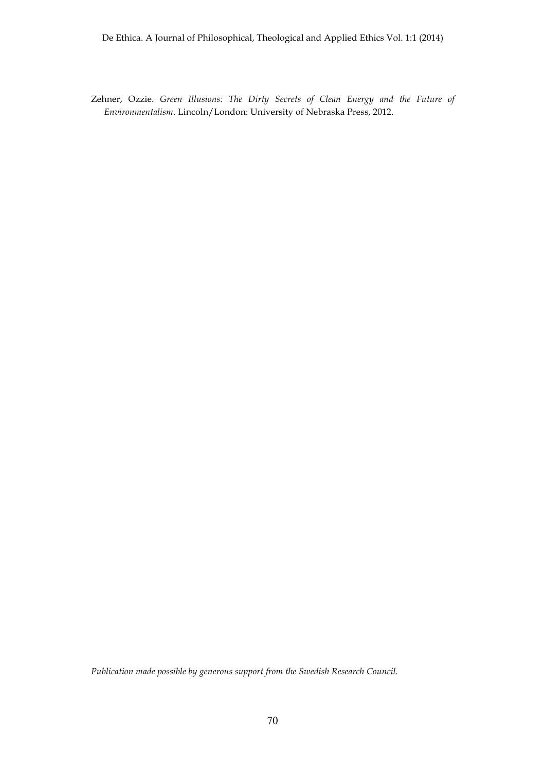Zehner, Ozzie. *Green Illusions: The Dirty Secrets of Clean Energy and the Future of Environmentalism*. Lincoln/London: University of Nebraska Press, 2012.

*Publication made possible by generous support from the Swedish Research Council.*